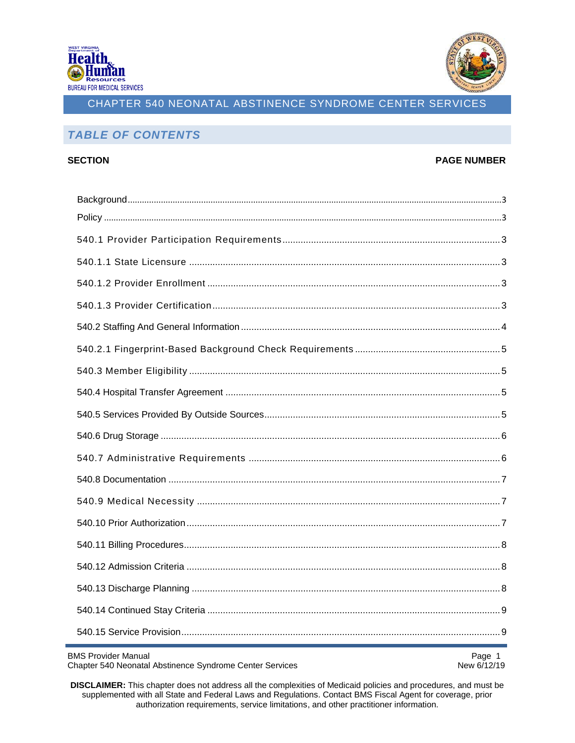# CHAPTER 540 NEONATAL ABSTINENCE SYNDROME CENTER SERVICES

## TABLE OF CONTENTS

| SECTION | PAGE NUMBER |
|---|---|
| Background | 3 |
| Policy | 3 |
| 540.1 Provider Participation Requirements | 3 |
| 540.1.1 State Licensure | 3 |
| 540.1.2 Provider Enrollment | 3 |
| 540.1.3 Provider Certification | 3 |
| 540.2 Staffing And General Information | 4 |
| 540.2.1 Fingerprint-Based Background Check Requirements | 5 |
| 540.3 Member Eligibility | 5 |
| 540.4 Hospital Transfer Agreement | 5 |
| 540.5 Services Provided By Outside Sources | 5 |
| 540.6 Drug Storage | 6 |
| 540.7 Administrative Requirements | 6 |
| 540.8 Documentation | 7 |
| 540.9 Medical Necessity | 7 |
| 540.10 Prior Authorization | 7 |
| 540.11 Billing Procedures | 8 |
| 540.12 Admission Criteria | 8 |
| 540.13 Discharge Planning | 8 |
| 540.14 Continued Stay Criteria | 9 |
| 540.15 Service Provision | 9 |

**DISCLAIMER:** This chapter does not address all the complexities of Medicaid policies and procedures, and must be supplemented with all State and Federal Laws and Regulations. Contact BMS Fiscal Agent for coverage, prior authorization requirements, service limitations, and other practitioner information.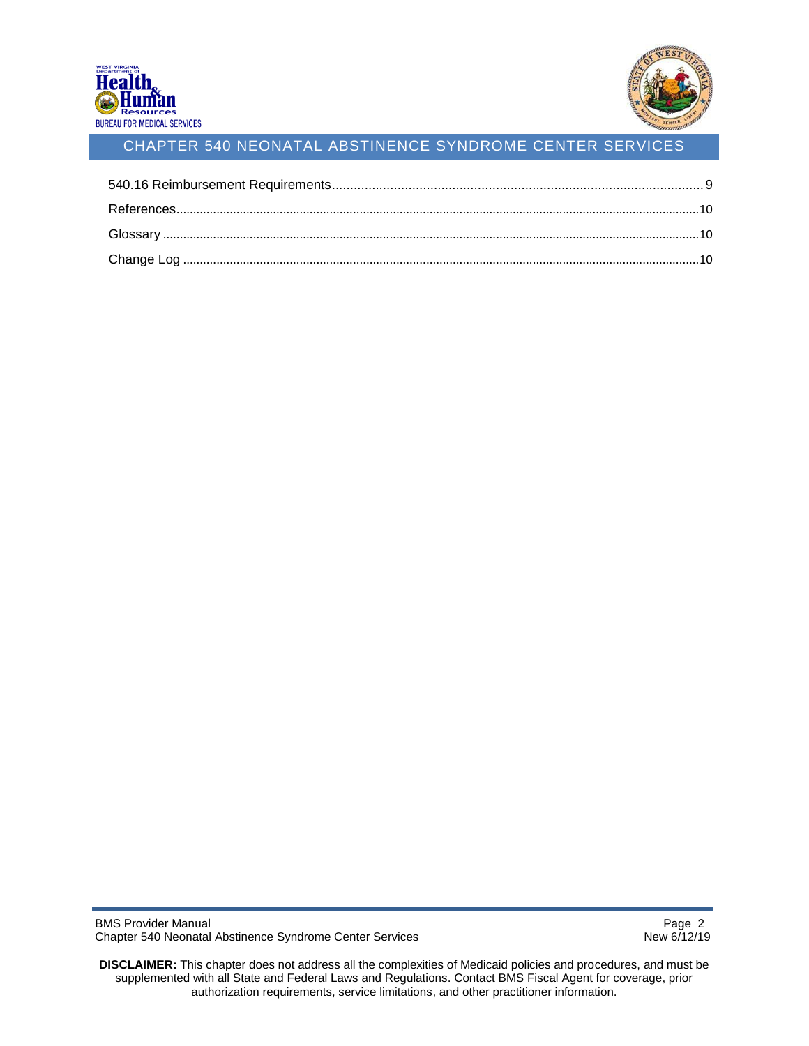540.16 Reimbursement Requirements.....................................................................................................9

References..........................................................................................................................................10

Glossary .............................................................................................................................................10

Change Log ........................................................................................................................................10

**DISCLAIMER:** This chapter does not address all the complexities of Medicaid policies and procedures, and must be supplemented with all State and Federal Laws and Regulations. Contact BMS Fiscal Agent for coverage, prior authorization requirements, service limitations, and other practitioner information.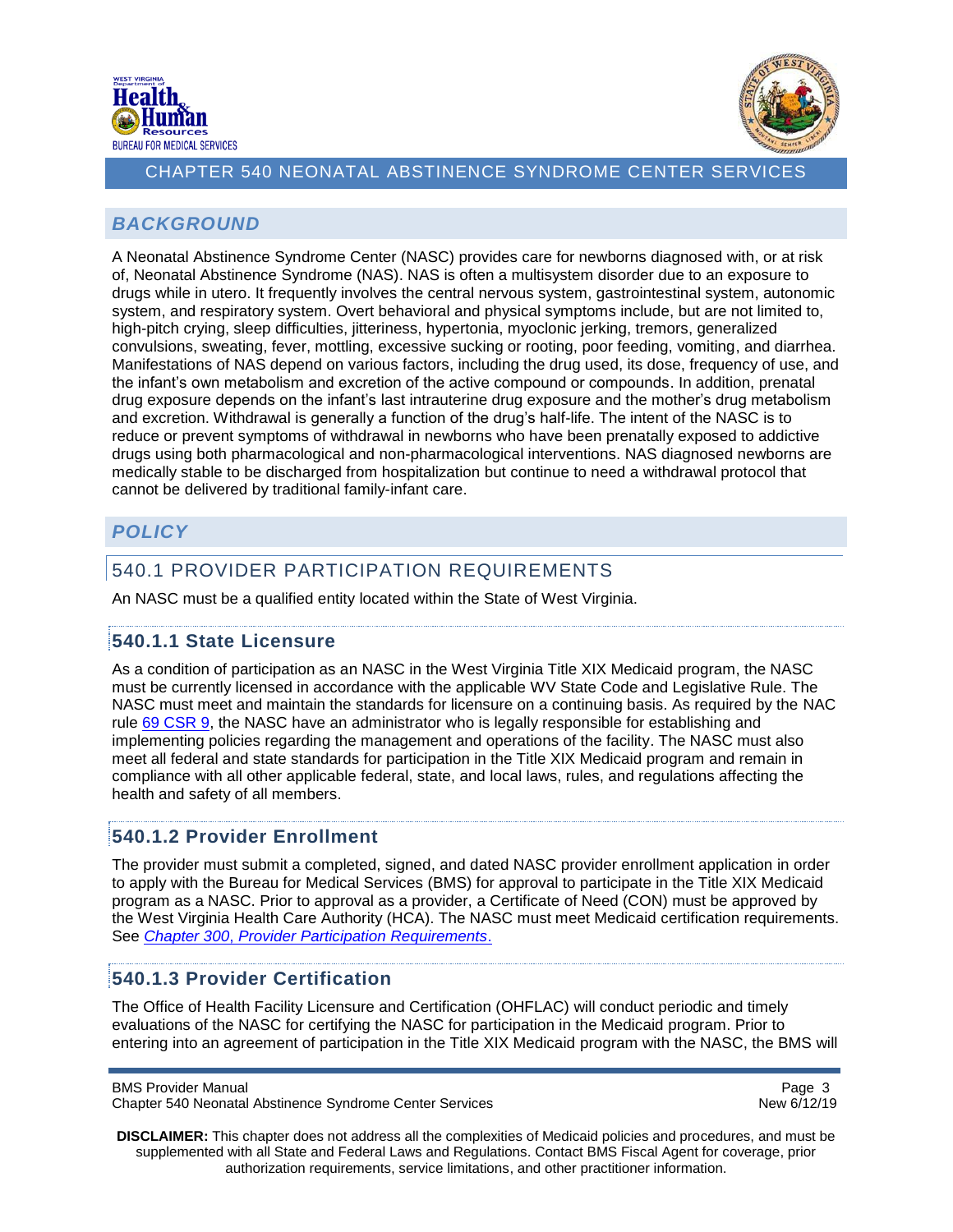## CHAPTER 540 NEONATAL ABSTINENCE SYNDROME CENTER SERVICES

### *BACKGROUND*

A Neonatal Abstinence Syndrome Center (NASC) provides care for newborns diagnosed with, or at risk of, Neonatal Abstinence Syndrome (NAS). NAS is often a multisystem disorder due to an exposure to drugs while in utero. It frequently involves the central nervous system, gastrointestinal system, autonomic system, and respiratory system. Overt behavioral and physical symptoms include, but are not limited to, high-pitch crying, sleep difficulties, jitteriness, hypertonia, myoclonic jerking, tremors, generalized convulsions, sweating, fever, mottling, excessive sucking or rooting, poor feeding, vomiting, and diarrhea. Manifestations of NAS depend on various factors, including the drug used, its dose, frequency of use, and the infant's own metabolism and excretion of the active compound or compounds. In addition, prenatal drug exposure depends on the infant's last intrauterine drug exposure and the mother's drug metabolism and excretion. Withdrawal is generally a function of the drug's half-life. The intent of the NASC is to reduce or prevent symptoms of withdrawal in newborns who have been prenatally exposed to addictive drugs using both pharmacological and non-pharmacological interventions. NAS diagnosed newborns are medically stable to be discharged from hospitalization but continue to need a withdrawal protocol that cannot be delivered by traditional family-infant care.

### *POLICY*

### 540.1 PROVIDER PARTICIPATION REQUIREMENTS

An NASC must be a qualified entity located within the State of West Virginia.

#### 540.1.1 State Licensure

As a condition of participation as an NASC in the West Virginia Title XIX Medicaid program, the NASC must be currently licensed in accordance with the applicable WV State Code and Legislative Rule. The NASC must meet and maintain the standards for licensure on a continuing basis. As required by the NAC rule 69 CSR 9, the NASC have an administrator who is legally responsible for establishing and implementing policies regarding the management and operations of the facility. The NASC must also meet all federal and state standards for participation in the Title XIX Medicaid program and remain in compliance with all other applicable federal, state, and local laws, rules, and regulations affecting the health and safety of all members.

#### 540.1.2 Provider Enrollment

The provider must submit a completed, signed, and dated NASC provider enrollment application in order to apply with the Bureau for Medical Services (BMS) for approval to participate in the Title XIX Medicaid program as a NASC. Prior to approval as a provider, a Certificate of Need (CON) must be approved by the West Virginia Health Care Authority (HCA). The NASC must meet Medicaid certification requirements. See *Chapter 300, Provider Participation Requirements*.

#### 540.1.3 Provider Certification

The Office of Health Facility Licensure and Certification (OHFLAC) will conduct periodic and timely evaluations of the NASC for certifying the NASC for participation in the Medicaid program. Prior to entering into an agreement of participation in the Title XIX Medicaid program with the NASC, the BMS will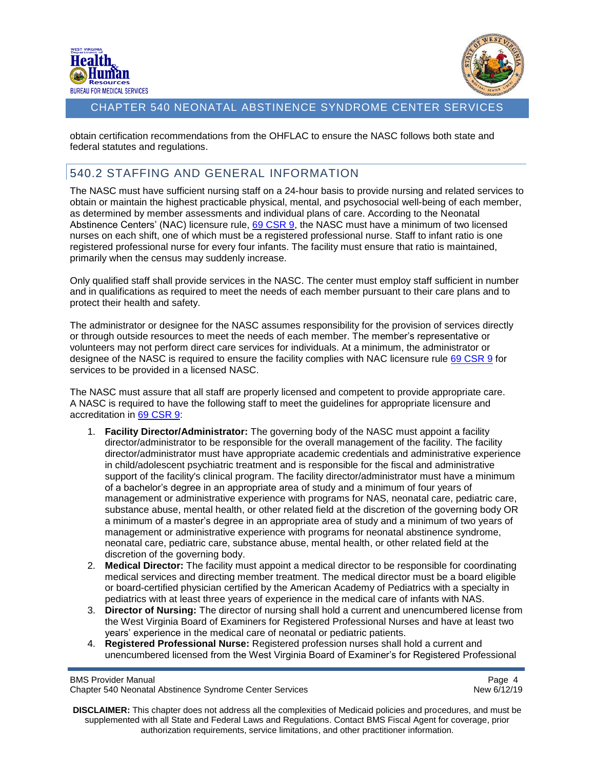obtain certification recommendations from the OHFLAC to ensure the NASC follows both state and federal statutes and regulations.

## 540.2 STAFFING AND GENERAL INFORMATION

The NASC must have sufficient nursing staff on a 24-hour basis to provide nursing and related services to obtain or maintain the highest practicable physical, mental, and psychosocial well-being of each member, as determined by member assessments and individual plans of care. According to the Neonatal Abstinence Centers' (NAC) licensure rule, 69 CSR 9, the NASC must have a minimum of two licensed nurses on each shift, one of which must be a registered professional nurse. Staff to infant ratio is one registered professional nurse for every four infants. The facility must ensure that ratio is maintained, primarily when the census may suddenly increase.

Only qualified staff shall provide services in the NASC. The center must employ staff sufficient in number and in qualifications as required to meet the needs of each member pursuant to their care plans and to protect their health and safety.

The administrator or designee for the NASC assumes responsibility for the provision of services directly or through outside resources to meet the needs of each member. The member's representative or volunteers may not perform direct care services for individuals. At a minimum, the administrator or designee of the NASC is required to ensure the facility complies with NAC licensure rule 69 CSR 9 for services to be provided in a licensed NASC.

The NASC must assure that all staff are properly licensed and competent to provide appropriate care. A NASC is required to have the following staff to meet the guidelines for appropriate licensure and accreditation in 69 CSR 9:

1. **Facility Director/Administrator:** The governing body of the NASC must appoint a facility director/administrator to be responsible for the overall management of the facility. The facility director/administrator must have appropriate academic credentials and administrative experience in child/adolescent psychiatric treatment and is responsible for the fiscal and administrative support of the facility's clinical program. The facility director/administrator must have a minimum of a bachelor's degree in an appropriate area of study and a minimum of four years of management or administrative experience with programs for NAS, neonatal care, pediatric care, substance abuse, mental health, or other related field at the discretion of the governing body OR a minimum of a master's degree in an appropriate area of study and a minimum of two years of management or administrative experience with programs for neonatal abstinence syndrome, neonatal care, pediatric care, substance abuse, mental health, or other related field at the discretion of the governing body.
2. **Medical Director:** The facility must appoint a medical director to be responsible for coordinating medical services and directing member treatment. The medical director must be a board eligible or board-certified physician certified by the American Academy of Pediatrics with a specialty in pediatrics with at least three years of experience in the medical care of infants with NAS.
3. **Director of Nursing:** The director of nursing shall hold a current and unencumbered license from the West Virginia Board of Examiners for Registered Professional Nurses and have at least two years' experience in the medical care of neonatal or pediatric patients.
4. **Registered Professional Nurse:** Registered profession nurses shall hold a current and unencumbered licensed from the West Virginia Board of Examiner's for Registered Professional

**DISCLAIMER:** This chapter does not address all the complexities of Medicaid policies and procedures, and must be supplemented with all State and Federal Laws and Regulations. Contact BMS Fiscal Agent for coverage, prior authorization requirements, service limitations, and other practitioner information.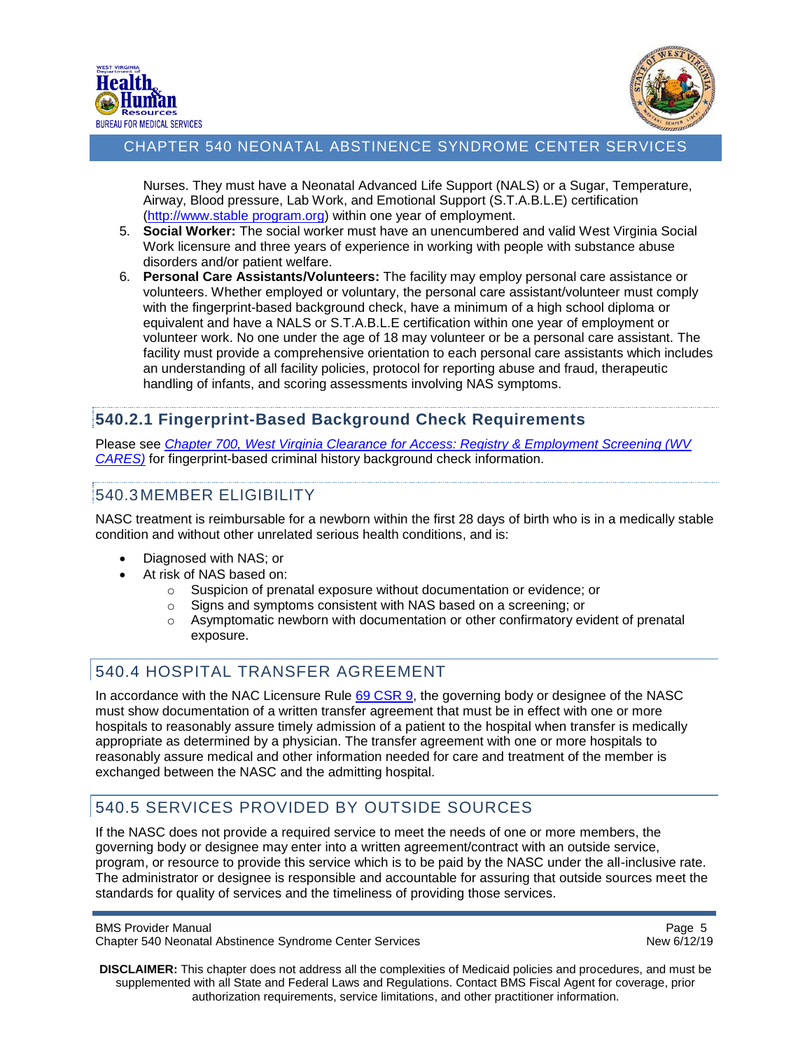Nurses. They must have a Neonatal Advanced Life Support (NALS) or a Sugar, Temperature, Airway, Blood pressure, Lab Work, and Emotional Support (S.T.A.B.L.E) certification (http://www.stable program.org) within one year of employment.

5. **Social Worker:** The social worker must have an unencumbered and valid West Virginia Social Work licensure and three years of experience in working with people with substance abuse disorders and/or patient welfare.
6. **Personal Care Assistants/Volunteers:** The facility may employ personal care assistance or volunteers. Whether employed or voluntary, the personal care assistant/volunteer must comply with the fingerprint-based background check, have a minimum of a high school diploma or equivalent and have a NALS or S.T.A.B.L.E certification within one year of employment or volunteer work. No one under the age of 18 may volunteer or be a personal care assistant. The facility must provide a comprehensive orientation to each personal care assistants which includes an understanding of all facility policies, protocol for reporting abuse and fraud, therapeutic handling of infants, and scoring assessments involving NAS symptoms.

### 540.2.1 Fingerprint-Based Background Check Requirements

Please see *Chapter 700, West Virginia Clearance for Access: Registry & Employment Screening (WV CARES)* for fingerprint-based criminal history background check information.

## 540.3 MEMBER ELIGIBILITY

NASC treatment is reimbursable for a newborn within the first 28 days of birth who is in a medically stable condition and without other unrelated serious health conditions, and is:

- Diagnosed with NAS; or
- At risk of NAS based on:
  - Suspicion of prenatal exposure without documentation or evidence; or
  - Signs and symptoms consistent with NAS based on a screening; or
  - Asymptomatic newborn with documentation or other confirmatory evident of prenatal exposure.

## 540.4 HOSPITAL TRANSFER AGREEMENT

In accordance with the NAC Licensure Rule 69 CSR 9, the governing body or designee of the NASC must show documentation of a written transfer agreement that must be in effect with one or more hospitals to reasonably assure timely admission of a patient to the hospital when transfer is medically appropriate as determined by a physician. The transfer agreement with one or more hospitals to reasonably assure medical and other information needed for care and treatment of the member is exchanged between the NASC and the admitting hospital.

## 540.5 SERVICES PROVIDED BY OUTSIDE SOURCES

If the NASC does not provide a required service to meet the needs of one or more members, the governing body or designee may enter into a written agreement/contract with an outside service, program, or resource to provide this service which is to be paid by the NASC under the all-inclusive rate. The administrator or designee is responsible and accountable for assuring that outside sources meet the standards for quality of services and the timeliness of providing those services.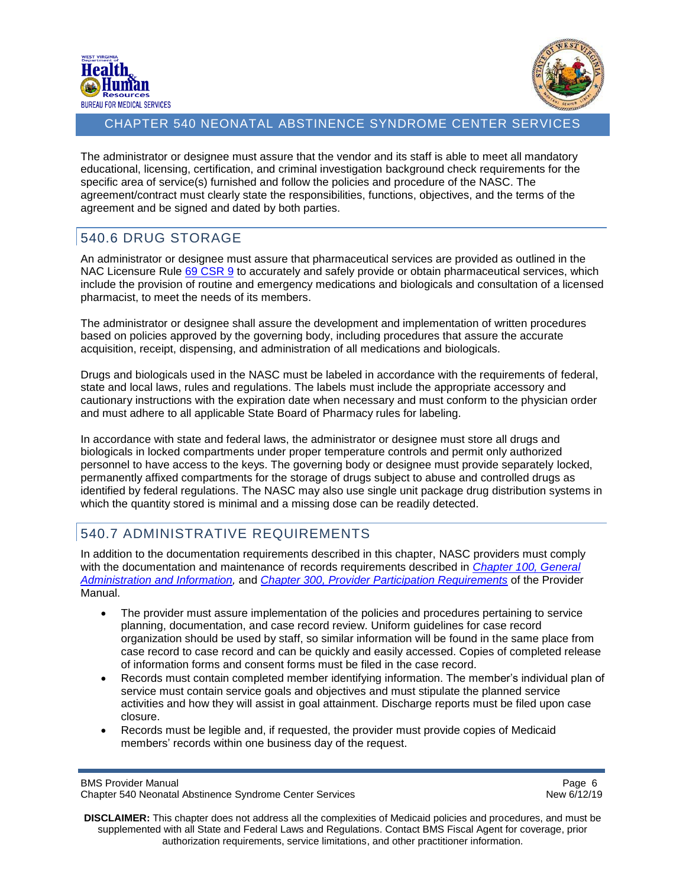The administrator or designee must assure that the vendor and its staff is able to meet all mandatory educational, licensing, certification, and criminal investigation background check requirements for the specific area of service(s) furnished and follow the policies and procedure of the NASC. The agreement/contract must clearly state the responsibilities, functions, objectives, and the terms of the agreement and be signed and dated by both parties.

## 540.6 DRUG STORAGE

An administrator or designee must assure that pharmaceutical services are provided as outlined in the NAC Licensure Rule 69 CSR 9 to accurately and safely provide or obtain pharmaceutical services, which include the provision of routine and emergency medications and biologicals and consultation of a licensed pharmacist, to meet the needs of its members.

The administrator or designee shall assure the development and implementation of written procedures based on policies approved by the governing body, including procedures that assure the accurate acquisition, receipt, dispensing, and administration of all medications and biologicals.

Drugs and biologicals used in the NASC must be labeled in accordance with the requirements of federal, state and local laws, rules and regulations. The labels must include the appropriate accessory and cautionary instructions with the expiration date when necessary and must conform to the physician order and must adhere to all applicable State Board of Pharmacy rules for labeling.

In accordance with state and federal laws, the administrator or designee must store all drugs and biologicals in locked compartments under proper temperature controls and permit only authorized personnel to have access to the keys. The governing body or designee must provide separately locked, permanently affixed compartments for the storage of drugs subject to abuse and controlled drugs as identified by federal regulations. The NASC may also use single unit package drug distribution systems in which the quantity stored is minimal and a missing dose can be readily detected.

## 540.7 ADMINISTRATIVE REQUIREMENTS

In addition to the documentation requirements described in this chapter, NASC providers must comply with the documentation and maintenance of records requirements described in *Chapter 100, General Administration and Information,* and *Chapter 300, Provider Participation Requirements* of the Provider Manual.

- The provider must assure implementation of the policies and procedures pertaining to service planning, documentation, and case record review. Uniform guidelines for case record organization should be used by staff, so similar information will be found in the same place from case record to case record and can be quickly and easily accessed. Copies of completed release of information forms and consent forms must be filed in the case record.
- Records must contain completed member identifying information. The member's individual plan of service must contain service goals and objectives and must stipulate the planned service activities and how they will assist in goal attainment. Discharge reports must be filed upon case closure.
- Records must be legible and, if requested, the provider must provide copies of Medicaid members' records within one business day of the request.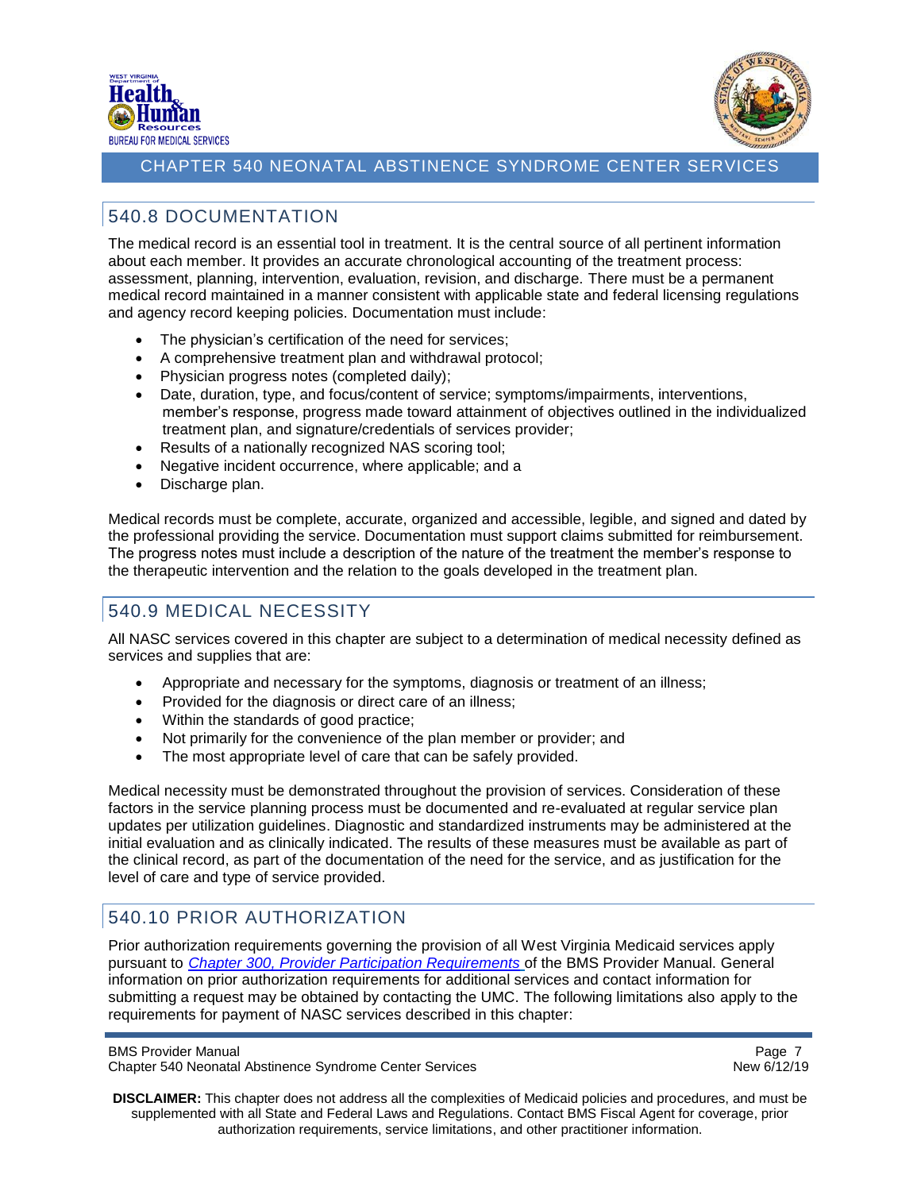## 540.8 DOCUMENTATION

The medical record is an essential tool in treatment. It is the central source of all pertinent information about each member. It provides an accurate chronological accounting of the treatment process: assessment, planning, intervention, evaluation, revision, and discharge. There must be a permanent medical record maintained in a manner consistent with applicable state and federal licensing regulations and agency record keeping policies. Documentation must include:

- The physician's certification of the need for services;
- A comprehensive treatment plan and withdrawal protocol;
- Physician progress notes (completed daily);
- Date, duration, type, and focus/content of service; symptoms/impairments, interventions, member's response, progress made toward attainment of objectives outlined in the individualized treatment plan, and signature/credentials of services provider;
- Results of a nationally recognized NAS scoring tool;
- Negative incident occurrence, where applicable; and a
- Discharge plan.

Medical records must be complete, accurate, organized and accessible, legible, and signed and dated by the professional providing the service. Documentation must support claims submitted for reimbursement. The progress notes must include a description of the nature of the treatment the member's response to the therapeutic intervention and the relation to the goals developed in the treatment plan.

## 540.9 MEDICAL NECESSITY

All NASC services covered in this chapter are subject to a determination of medical necessity defined as services and supplies that are:

- Appropriate and necessary for the symptoms, diagnosis or treatment of an illness;
- Provided for the diagnosis or direct care of an illness;
- Within the standards of good practice;
- Not primarily for the convenience of the plan member or provider; and
- The most appropriate level of care that can be safely provided.

Medical necessity must be demonstrated throughout the provision of services. Consideration of these factors in the service planning process must be documented and re-evaluated at regular service plan updates per utilization guidelines. Diagnostic and standardized instruments may be administered at the initial evaluation and as clinically indicated. The results of these measures must be available as part of the clinical record, as part of the documentation of the need for the service, and as justification for the level of care and type of service provided.

## 540.10 PRIOR AUTHORIZATION

Prior authorization requirements governing the provision of all West Virginia Medicaid services apply pursuant to *Chapter 300, Provider Participation Requirements* of the BMS Provider Manual. General information on prior authorization requirements for additional services and contact information for submitting a request may be obtained by contacting the UMC. The following limitations also apply to the requirements for payment of NASC services described in this chapter: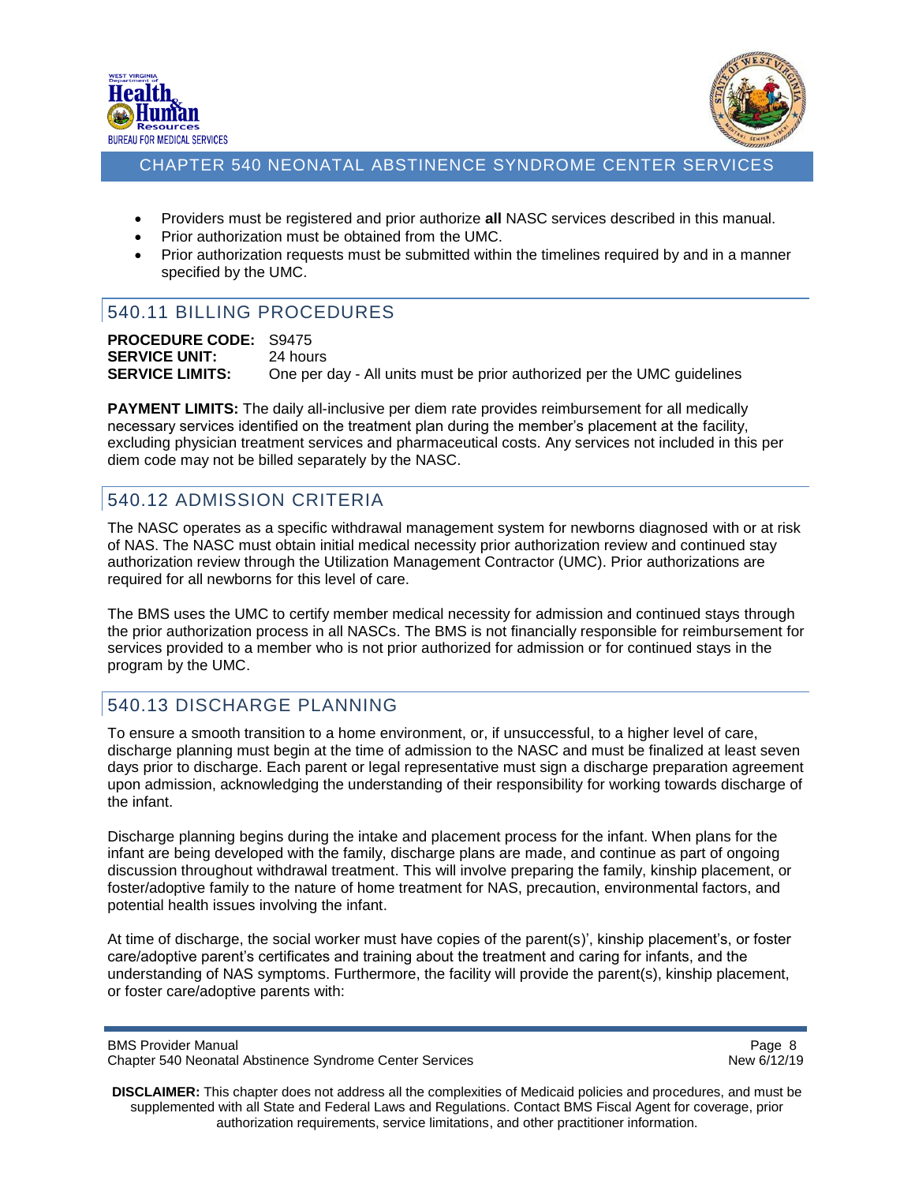- Providers must be registered and prior authorize **all** NASC services described in this manual.
- Prior authorization must be obtained from the UMC.
- Prior authorization requests must be submitted within the timelines required by and in a manner specified by the UMC.

## 540.11 BILLING PROCEDURES

**PROCEDURE CODE:** S9475
**SERVICE UNIT:** 24 hours
**SERVICE LIMITS:** One per day - All units must be prior authorized per the UMC guidelines

**PAYMENT LIMITS:** The daily all-inclusive per diem rate provides reimbursement for all medically necessary services identified on the treatment plan during the member's placement at the facility, excluding physician treatment services and pharmaceutical costs. Any services not included in this per diem code may not be billed separately by the NASC.

## 540.12 ADMISSION CRITERIA

The NASC operates as a specific withdrawal management system for newborns diagnosed with or at risk of NAS. The NASC must obtain initial medical necessity prior authorization review and continued stay authorization review through the Utilization Management Contractor (UMC). Prior authorizations are required for all newborns for this level of care.

The BMS uses the UMC to certify member medical necessity for admission and continued stays through the prior authorization process in all NASCs. The BMS is not financially responsible for reimbursement for services provided to a member who is not prior authorized for admission or for continued stays in the program by the UMC.

## 540.13 DISCHARGE PLANNING

To ensure a smooth transition to a home environment, or, if unsuccessful, to a higher level of care, discharge planning must begin at the time of admission to the NASC and must be finalized at least seven days prior to discharge. Each parent or legal representative must sign a discharge preparation agreement upon admission, acknowledging the understanding of their responsibility for working towards discharge of the infant.

Discharge planning begins during the intake and placement process for the infant. When plans for the infant are being developed with the family, discharge plans are made, and continue as part of ongoing discussion throughout withdrawal treatment. This will involve preparing the family, kinship placement, or foster/adoptive family to the nature of home treatment for NAS, precaution, environmental factors, and potential health issues involving the infant.

At time of discharge, the social worker must have copies of the parent(s)', kinship placement's, or foster care/adoptive parent's certificates and training about the treatment and caring for infants, and the understanding of NAS symptoms. Furthermore, the facility will provide the parent(s), kinship placement, or foster care/adoptive parents with: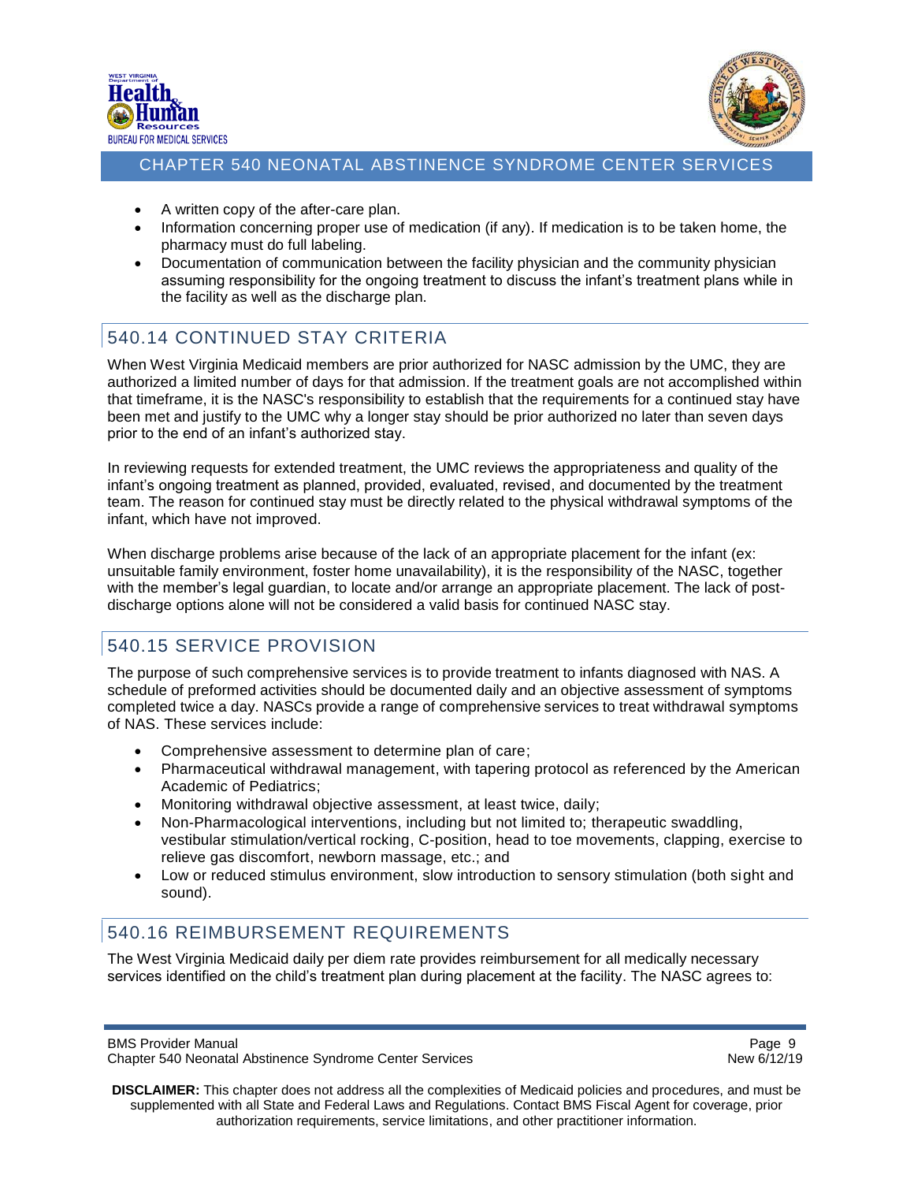- A written copy of the after-care plan.
- Information concerning proper use of medication (if any). If medication is to be taken home, the pharmacy must do full labeling.
- Documentation of communication between the facility physician and the community physician assuming responsibility for the ongoing treatment to discuss the infant's treatment plans while in the facility as well as the discharge plan.

## 540.14 CONTINUED STAY CRITERIA

When West Virginia Medicaid members are prior authorized for NASC admission by the UMC, they are authorized a limited number of days for that admission. If the treatment goals are not accomplished within that timeframe, it is the NASC's responsibility to establish that the requirements for a continued stay have been met and justify to the UMC why a longer stay should be prior authorized no later than seven days prior to the end of an infant's authorized stay.

In reviewing requests for extended treatment, the UMC reviews the appropriateness and quality of the infant's ongoing treatment as planned, provided, evaluated, revised, and documented by the treatment team. The reason for continued stay must be directly related to the physical withdrawal symptoms of the infant, which have not improved.

When discharge problems arise because of the lack of an appropriate placement for the infant (ex: unsuitable family environment, foster home unavailability), it is the responsibility of the NASC, together with the member's legal guardian, to locate and/or arrange an appropriate placement. The lack of post-discharge options alone will not be considered a valid basis for continued NASC stay.

## 540.15 SERVICE PROVISION

The purpose of such comprehensive services is to provide treatment to infants diagnosed with NAS. A schedule of preformed activities should be documented daily and an objective assessment of symptoms completed twice a day. NASCs provide a range of comprehensive services to treat withdrawal symptoms of NAS. These services include:

- Comprehensive assessment to determine plan of care;
- Pharmaceutical withdrawal management, with tapering protocol as referenced by the American Academic of Pediatrics;
- Monitoring withdrawal objective assessment, at least twice, daily;
- Non-Pharmacological interventions, including but not limited to; therapeutic swaddling, vestibular stimulation/vertical rocking, C-position, head to toe movements, clapping, exercise to relieve gas discomfort, newborn massage, etc.; and
- Low or reduced stimulus environment, slow introduction to sensory stimulation (both sight and sound).

## 540.16 REIMBURSEMENT REQUIREMENTS

The West Virginia Medicaid daily per diem rate provides reimbursement for all medically necessary services identified on the child's treatment plan during placement at the facility. The NASC agrees to: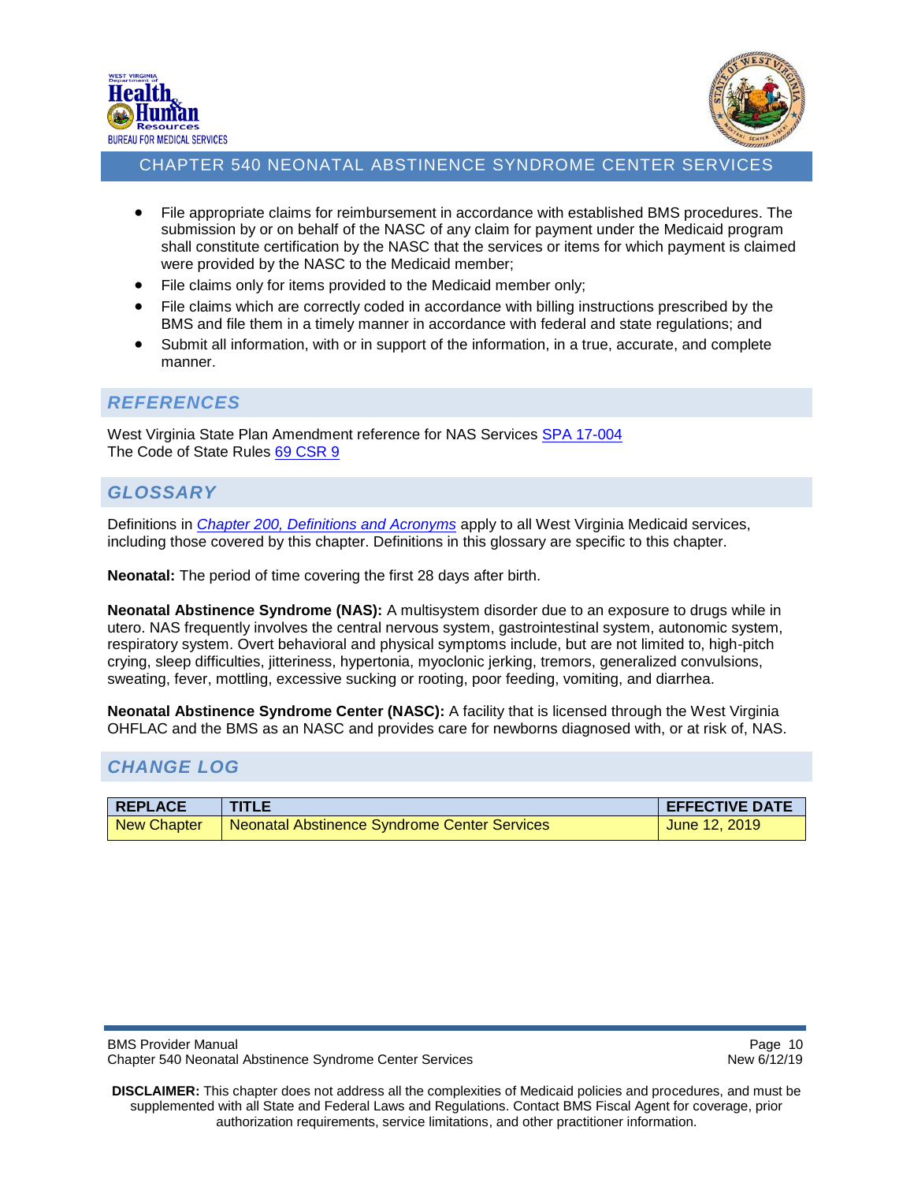- File appropriate claims for reimbursement in accordance with established BMS procedures. The submission by or on behalf of the NASC of any claim for payment under the Medicaid program shall constitute certification by the NASC that the services or items for which payment is claimed were provided by the NASC to the Medicaid member;
- File claims only for items provided to the Medicaid member only;
- File claims which are correctly coded in accordance with billing instructions prescribed by the BMS and file them in a timely manner in accordance with federal and state regulations; and
- Submit all information, with or in support of the information, in a true, accurate, and complete manner.

## REFERENCES

West Virginia State Plan Amendment reference for NAS Services SPA 17-004
The Code of State Rules 69 CSR 9

## GLOSSARY

Definitions in *Chapter 200, Definitions and Acronyms* apply to all West Virginia Medicaid services, including those covered by this chapter. Definitions in this glossary are specific to this chapter.

**Neonatal:** The period of time covering the first 28 days after birth.

**Neonatal Abstinence Syndrome (NAS):** A multisystem disorder due to an exposure to drugs while in utero. NAS frequently involves the central nervous system, gastrointestinal system, autonomic system, respiratory system. Overt behavioral and physical symptoms include, but are not limited to, high-pitch crying, sleep difficulties, jitteriness, hypertonia, myoclonic jerking, tremors, generalized convulsions, sweating, fever, mottling, excessive sucking or rooting, poor feeding, vomiting, and diarrhea.

**Neonatal Abstinence Syndrome Center (NASC):** A facility that is licensed through the West Virginia OHFLAC and the BMS as an NASC and provides care for newborns diagnosed with, or at risk of, NAS.

## CHANGE LOG

| REPLACE | TITLE | EFFECTIVE DATE |
|---|---|---|
| New Chapter | Neonatal Abstinence Syndrome Center Services | June 12, 2019 |

**DISCLAIMER:** This chapter does not address all the complexities of Medicaid policies and procedures, and must be supplemented with all State and Federal Laws and Regulations. Contact BMS Fiscal Agent for coverage, prior authorization requirements, service limitations, and other practitioner information.